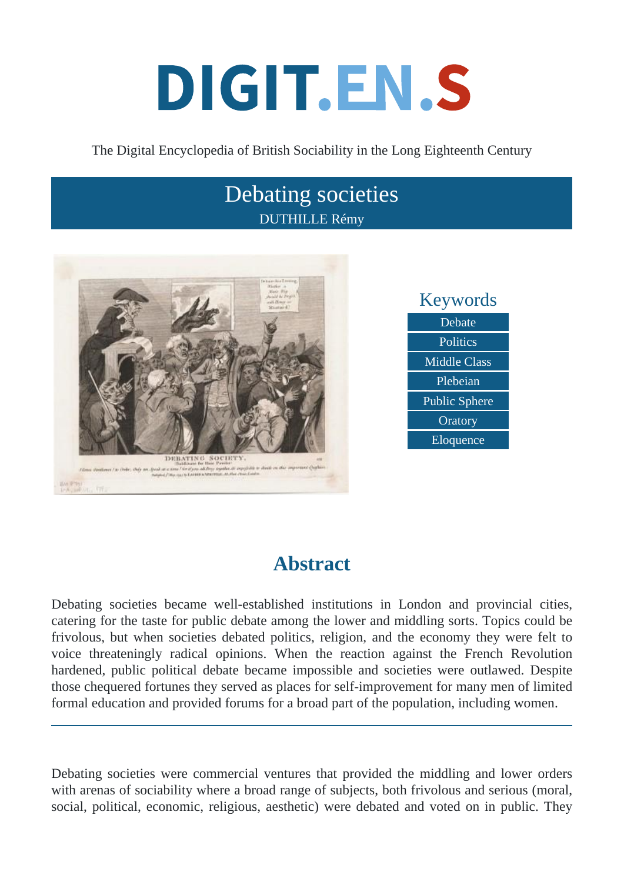# DIGIT.EN.S

The Digital Encyclopedia of British Sociability in the Long Eighteenth Century

## Debating societies

DUTHILLE Rémy

### Keywords

- Debate
- Politics
- Middle Class
- Plebeian
- Public Sphere
- Oratory
- Eloquence

## Abstract

Debating societies became well-established institutions in London and provincial cities, catering for the taste for public debate among the lower and middling sorts. Topics could be frivolous, but when societies debated politics, religion, and the economy they were felt to voice threateningly radical opinions. When the reaction against the French Revolution hardened, public political debate became impossible and societies were outlawed. Despite those chequered fortunes they served as places for self-improvement for many men of limited formal education and provided forums for a broad part of the population, including women.

---

Debating societies were commercial ventures that provided the middling and lower orders with arenas of sociability where a broad range of subjects, both frivolous and serious (moral, social, political, economic, religious, aesthetic) were debated and voted on in public. They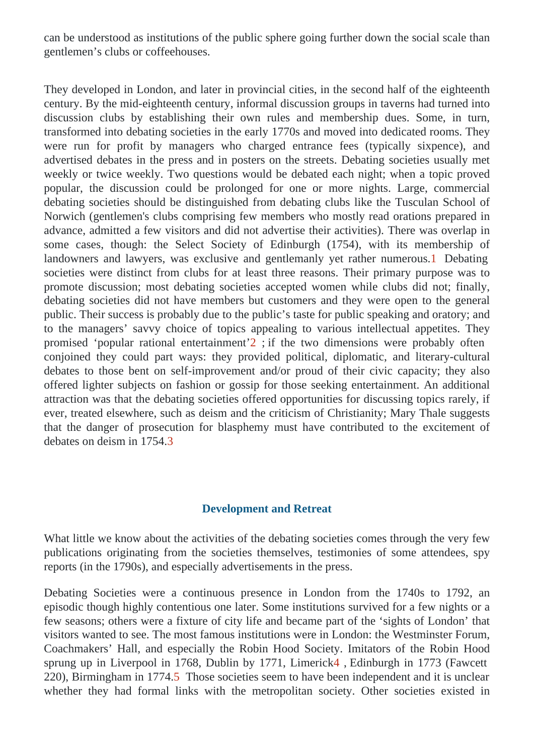can be understood as institutions of the public sphere going further down the social scale than gentlemen's clubs or coffeehouses.

They developed in London, and later in provincial cities, in the second half of the eighteenth century. By the mid-eighteenth century, informal discussion groups in taverns had turned into discussion clubs by establishing their own rules and membership dues. Some, in turn, transformed into debating societies in the early 1770s and moved into dedicated rooms. They were run for profit by managers who charged entrance fees (typically sixpence), and advertised debates in the press and in posters on the streets. Debating societies usually met weekly or twice weekly. Two questions would be debated each night; when a topic proved popular, the discussion could be prolonged for one or more nights. Large, commercial debating societies should be distinguished from debating clubs like the Tusculan School of Norwich (gentlemen's clubs comprising few members who mostly read orations prepared in advance, admitted a few visitors and did not advertise their activities). There was overlap in some cases, though: the Select Society of Edinburgh (1754), with its membership of landowners and lawyers, was exclusive and gentlemanly yet rather numerous.[1] Debating societies were distinct from clubs for at least three reasons. Their primary purpose was to promote discussion; most debating societies accepted women while clubs did not; finally, debating societies did not have members but customers and they were open to the general public. Their success is probably due to the public's taste for public speaking and oratory; and to the managers' savvy choice of topics appealing to various intellectual appetites. They promised 'popular rational entertainment'[2] ; if the two dimensions were probably often conjoined they could part ways: they provided political, diplomatic, and literary-cultural debates to those bent on self-improvement and/or proud of their civic capacity; they also offered lighter subjects on fashion or gossip for those seeking entertainment. An additional attraction was that the debating societies offered opportunities for discussing topics rarely, if ever, treated elsewhere, such as deism and the criticism of Christianity; Mary Thale suggests that the danger of prosecution for blasphemy must have contributed to the excitement of debates on deism in 1754.[3]

## Development and Retreat

What little we know about the activities of the debating societies comes through the very few publications originating from the societies themselves, testimonies of some attendees, spy reports (in the 1790s), and especially advertisements in the press.

Debating Societies were a continuous presence in London from the 1740s to 1792, an episodic though highly contentious one later. Some institutions survived for a few nights or a few seasons; others were a fixture of city life and became part of the 'sights of London' that visitors wanted to see. The most famous institutions were in London: the Westminster Forum, Coachmakers' Hall, and especially the Robin Hood Society. Imitators of the Robin Hood sprung up in Liverpool in 1768, Dublin by 1771, Limerick[4] , Edinburgh in 1773 (Fawcett 220), Birmingham in 1774.[5] Those societies seem to have been independent and it is unclear whether they had formal links with the metropolitan society. Other societies existed in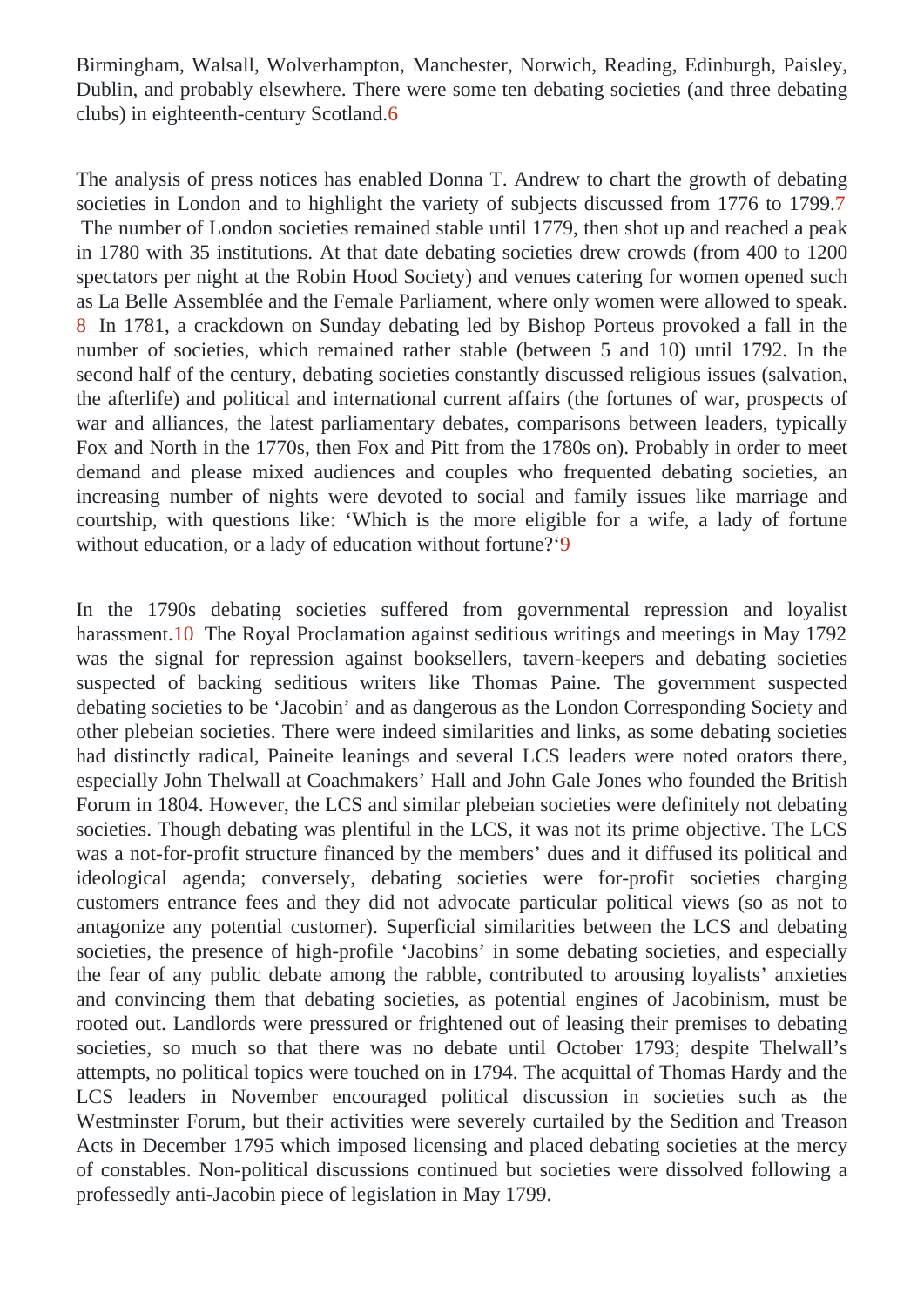Birmingham, Walsall, Wolverhampton, Manchester, Norwich, Reading, Edinburgh, Paisley, Dublin, and probably elsewhere. There were some ten debating societies (and three debating clubs) in eighteenth-century Scotland.[6]

The analysis of press notices has enabled Donna T. Andrew to chart the growth of debating societies in London and to highlight the variety of subjects discussed from 1776 to 1799.[7] The number of London societies remained stable until 1779, then shot up and reached a peak in 1780 with 35 institutions. At that date debating societies drew crowds (from 400 to 1200 spectators per night at the Robin Hood Society) and venues catering for women opened such as La Belle Assemblée and the Female Parliament, where only women were allowed to speak.[8] In 1781, a crackdown on Sunday debating led by Bishop Porteus provoked a fall in the number of societies, which remained rather stable (between 5 and 10) until 1792. In the second half of the century, debating societies constantly discussed religious issues (salvation, the afterlife) and political and international current affairs (the fortunes of war, prospects of war and alliances, the latest parliamentary debates, comparisons between leaders, typically Fox and North in the 1770s, then Fox and Pitt from the 1780s on). Probably in order to meet demand and please mixed audiences and couples who frequented debating societies, an increasing number of nights were devoted to social and family issues like marriage and courtship, with questions like: 'Which is the more eligible for a wife, a lady of fortune without education, or a lady of education without fortune?'[9]

In the 1790s debating societies suffered from governmental repression and loyalist harassment.[10] The Royal Proclamation against seditious writings and meetings in May 1792 was the signal for repression against booksellers, tavern-keepers and debating societies suspected of backing seditious writers like Thomas Paine. The government suspected debating societies to be 'Jacobin' and as dangerous as the London Corresponding Society and other plebeian societies. There were indeed similarities and links, as some debating societies had distinctly radical, Paineite leanings and several LCS leaders were noted orators there, especially John Thelwall at Coachmakers' Hall and John Gale Jones who founded the British Forum in 1804. However, the LCS and similar plebeian societies were definitely not debating societies. Though debating was plentiful in the LCS, it was not its prime objective. The LCS was a not-for-profit structure financed by the members' dues and it diffused its political and ideological agenda; conversely, debating societies were for-profit societies charging customers entrance fees and they did not advocate particular political views (so as not to antagonize any potential customer). Superficial similarities between the LCS and debating societies, the presence of high-profile 'Jacobins' in some debating societies, and especially the fear of any public debate among the rabble, contributed to arousing loyalists' anxieties and convincing them that debating societies, as potential engines of Jacobinism, must be rooted out. Landlords were pressured or frightened out of leasing their premises to debating societies, so much so that there was no debate until October 1793; despite Thelwall's attempts, no political topics were touched on in 1794. The acquittal of Thomas Hardy and the LCS leaders in November encouraged political discussion in societies such as the Westminster Forum, but their activities were severely curtailed by the Sedition and Treason Acts in December 1795 which imposed licensing and placed debating societies at the mercy of constables. Non-political discussions continued but societies were dissolved following a professedly anti-Jacobin piece of legislation in May 1799.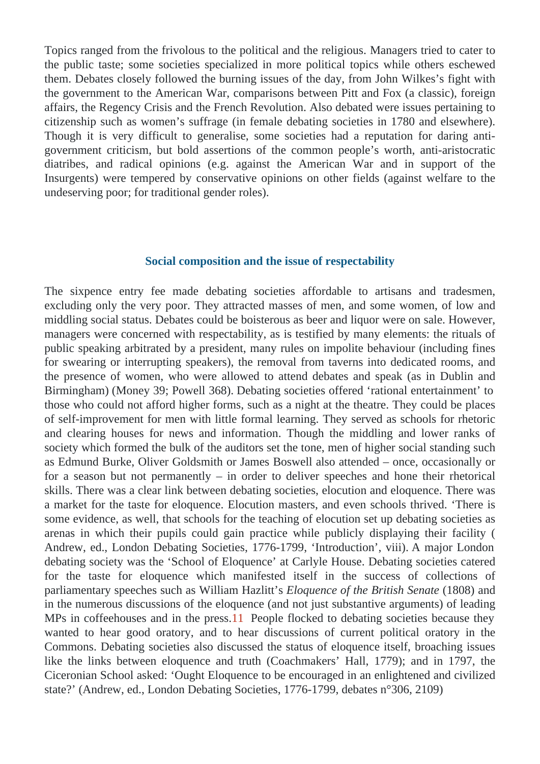Topics ranged from the frivolous to the political and the religious. Managers tried to cater to the public taste; some societies specialized in more political topics while others eschewed them. Debates closely followed the burning issues of the day, from John Wilkes's fight with the government to the American War, comparisons between Pitt and Fox (a classic), foreign affairs, the Regency Crisis and the French Revolution. Also debated were issues pertaining to citizenship such as women's suffrage (in female debating societies in 1780 and elsewhere). Though it is very difficult to generalise, some societies had a reputation for daring anti-government criticism, but bold assertions of the common people's worth, anti-aristocratic diatribes, and radical opinions (e.g. against the American War and in support of the Insurgents) were tempered by conservative opinions on other fields (against welfare to the undeserving poor; for traditional gender roles).

### Social composition and the issue of respectability

The sixpence entry fee made debating societies affordable to artisans and tradesmen, excluding only the very poor. They attracted masses of men, and some women, of low and middling social status. Debates could be boisterous as beer and liquor were on sale. However, managers were concerned with respectability, as is testified by many elements: the rituals of public speaking arbitrated by a president, many rules on impolite behaviour (including fines for swearing or interrupting speakers), the removal from taverns into dedicated rooms, and the presence of women, who were allowed to attend debates and speak (as in Dublin and Birmingham) (Money 39; Powell 368). Debating societies offered 'rational entertainment' to those who could not afford higher forms, such as a night at the theatre. They could be places of self-improvement for men with little formal learning. They served as schools for rhetoric and clearing houses for news and information. Though the middling and lower ranks of society which formed the bulk of the auditors set the tone, men of higher social standing such as Edmund Burke, Oliver Goldsmith or James Boswell also attended – once, occasionally or for a season but not permanently – in order to deliver speeches and hone their rhetorical skills. There was a clear link between debating societies, elocution and eloquence. There was a market for the taste for eloquence. Elocution masters, and even schools thrived. 'There is some evidence, as well, that schools for the teaching of elocution set up debating societies as arenas in which their pupils could gain practice while publicly displaying their facility ( Andrew, ed., London Debating Societies, 1776-1799, 'Introduction', viii). A major London debating society was the 'School of Eloquence' at Carlyle House. Debating societies catered for the taste for eloquence which manifested itself in the success of collections of parliamentary speeches such as William Hazlitt's *Eloquence of the British Senate* (1808) and in the numerous discussions of the eloquence (and not just substantive arguments) of leading MPs in coffeehouses and in the press.[11] People flocked to debating societies because they wanted to hear good oratory, and to hear discussions of current political oratory in the Commons. Debating societies also discussed the status of eloquence itself, broaching issues like the links between eloquence and truth (Coachmakers' Hall, 1779); and in 1797, the Ciceronian School asked: 'Ought Eloquence to be encouraged in an enlightened and civilized state?' (Andrew, ed., London Debating Societies, 1776-1799, debates n°306, 2109)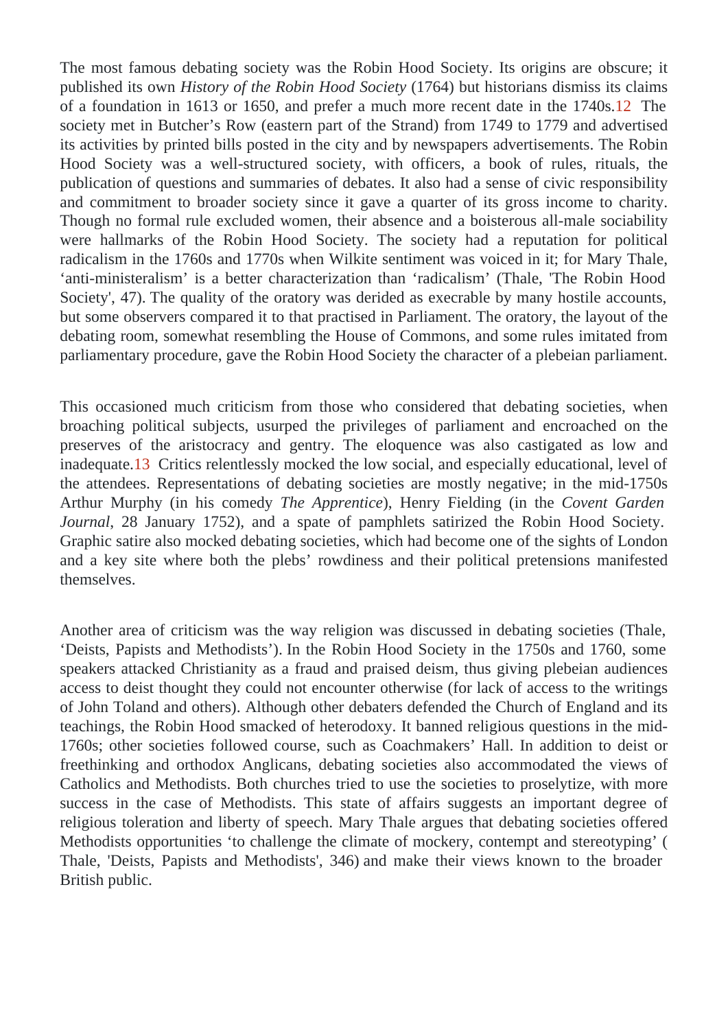The most famous debating society was the Robin Hood Society. Its origins are obscure; it published its own *History of the Robin Hood Society* (1764) but historians dismiss its claims of a foundation in 1613 or 1650, and prefer a much more recent date in the 1740s.[12] The society met in Butcher's Row (eastern part of the Strand) from 1749 to 1779 and advertised its activities by printed bills posted in the city and by newspapers advertisements. The Robin Hood Society was a well-structured society, with officers, a book of rules, rituals, the publication of questions and summaries of debates. It also had a sense of civic responsibility and commitment to broader society since it gave a quarter of its gross income to charity. Though no formal rule excluded women, their absence and a boisterous all-male sociability were hallmarks of the Robin Hood Society. The society had a reputation for political radicalism in the 1760s and 1770s when Wilkite sentiment was voiced in it; for Mary Thale, 'anti-ministeralism' is a better characterization than 'radicalism' (Thale, 'The Robin Hood Society', 47). The quality of the oratory was derided as execrable by many hostile accounts, but some observers compared it to that practised in Parliament. The oratory, the layout of the debating room, somewhat resembling the House of Commons, and some rules imitated from parliamentary procedure, gave the Robin Hood Society the character of a plebeian parliament.

This occasioned much criticism from those who considered that debating societies, when broaching political subjects, usurped the privileges of parliament and encroached on the preserves of the aristocracy and gentry. The eloquence was also castigated as low and inadequate.[13] Critics relentlessly mocked the low social, and especially educational, level of the attendees. Representations of debating societies are mostly negative; in the mid-1750s Arthur Murphy (in his comedy *The Apprentice*), Henry Fielding (in the *Covent Garden Journal*, 28 January 1752), and a spate of pamphlets satirized the Robin Hood Society. Graphic satire also mocked debating societies, which had become one of the sights of London and a key site where both the plebs' rowdiness and their political pretensions manifested themselves.

Another area of criticism was the way religion was discussed in debating societies (Thale, 'Deists, Papists and Methodists'). In the Robin Hood Society in the 1750s and 1760, some speakers attacked Christianity as a fraud and praised deism, thus giving plebeian audiences access to deist thought they could not encounter otherwise (for lack of access to the writings of John Toland and others). Although other debaters defended the Church of England and its teachings, the Robin Hood smacked of heterodoxy. It banned religious questions in the mid-1760s; other societies followed course, such as Coachmakers' Hall. In addition to deist or freethinking and orthodox Anglicans, debating societies also accommodated the views of Catholics and Methodists. Both churches tried to use the societies to proselytize, with more success in the case of Methodists. This state of affairs suggests an important degree of religious toleration and liberty of speech. Mary Thale argues that debating societies offered Methodists opportunities 'to challenge the climate of mockery, contempt and stereotyping' ( Thale, 'Deists, Papists and Methodists', 346) and make their views known to the broader British public.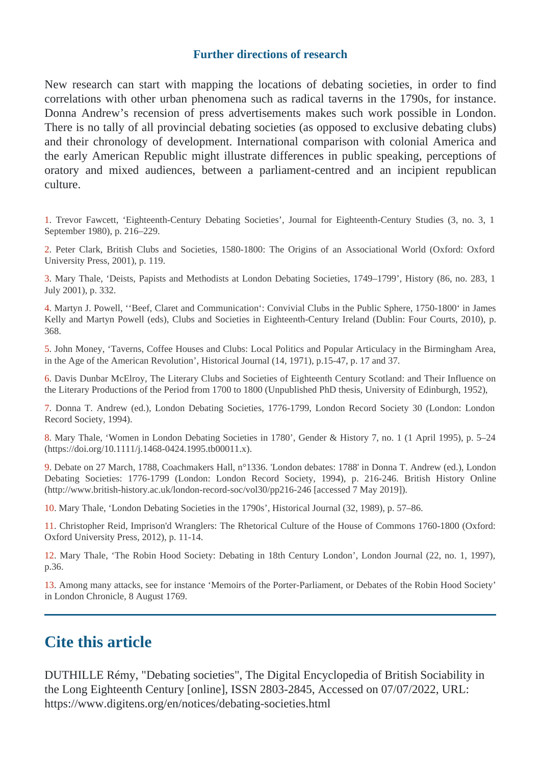### Further directions of research

New research can start with mapping the locations of debating societies, in order to find correlations with other urban phenomena such as radical taverns in the 1790s, for instance. Donna Andrew's recension of press advertisements makes such work possible in London. There is no tally of all provincial debating societies (as opposed to exclusive debating clubs) and their chronology of development. International comparison with colonial America and the early American Republic might illustrate differences in public speaking, perceptions of oratory and mixed audiences, between a parliament-centred and an incipient republican culture.

1. Trevor Fawcett, 'Eighteenth-Century Debating Societies', Journal for Eighteenth-Century Studies (3, no. 3, 1 September 1980), p. 216–229.

2. Peter Clark, British Clubs and Societies, 1580-1800: The Origins of an Associational World (Oxford: Oxford University Press, 2001), p. 119.

3. Mary Thale, 'Deists, Papists and Methodists at London Debating Societies, 1749–1799', History (86, no. 283, 1 July 2001), p. 332.

4. Martyn J. Powell, ''Beef, Claret and Communication': Convivial Clubs in the Public Sphere, 1750-1800' in James Kelly and Martyn Powell (eds), Clubs and Societies in Eighteenth-Century Ireland (Dublin: Four Courts, 2010), p. 368.

5. John Money, 'Taverns, Coffee Houses and Clubs: Local Politics and Popular Articulacy in the Birmingham Area, in the Age of the American Revolution', Historical Journal (14, 1971), p.15-47, p. 17 and 37.

6. Davis Dunbar McElroy, The Literary Clubs and Societies of Eighteenth Century Scotland: and Their Influence on the Literary Productions of the Period from 1700 to 1800 (Unpublished PhD thesis, University of Edinburgh, 1952),

7. Donna T. Andrew (ed.), London Debating Societies, 1776-1799, London Record Society 30 (London: London Record Society, 1994).

8. Mary Thale, 'Women in London Debating Societies in 1780', Gender & History 7, no. 1 (1 April 1995), p. 5–24 (https://doi.org/10.1111/j.1468-0424.1995.tb00011.x).

9. Debate on 27 March, 1788, Coachmakers Hall, n°1336. 'London debates: 1788' in Donna T. Andrew (ed.), London Debating Societies: 1776-1799 (London: London Record Society, 1994), p. 216-246. British History Online (http://www.british-history.ac.uk/london-record-soc/vol30/pp216-246 [accessed 7 May 2019]).

10. Mary Thale, 'London Debating Societies in the 1790s', Historical Journal (32, 1989), p. 57–86.

11. Christopher Reid, Imprison'd Wranglers: The Rhetorical Culture of the House of Commons 1760-1800 (Oxford: Oxford University Press, 2012), p. 11-14.

12. Mary Thale, 'The Robin Hood Society: Debating in 18th Century London', London Journal (22, no. 1, 1997), p.36.

13. Among many attacks, see for instance 'Memoirs of the Porter-Parliament, or Debates of the Robin Hood Society' in London Chronicle, 8 August 1769.

---

## Cite this article

DUTHILLE Rémy, "Debating societies", The Digital Encyclopedia of British Sociability in the Long Eighteenth Century [online], ISSN 2803-2845, Accessed on 07/07/2022, URL: https://www.digitens.org/en/notices/debating-societies.html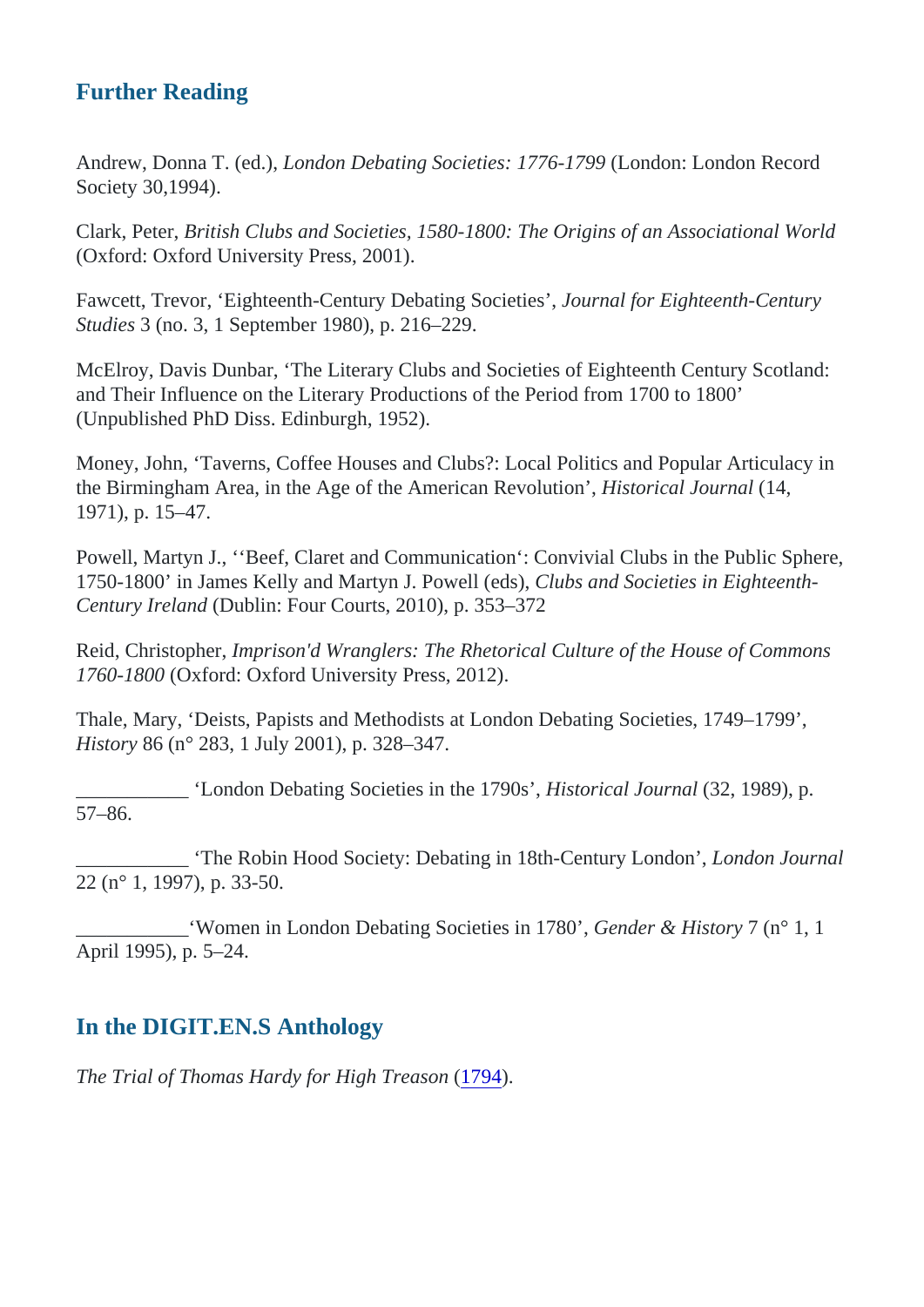## Further Reading

Andrew, Donna T. (ed.), *London Debating Societies: 1776-1799* (London: London Record Society 30,1994).

Clark, Peter, *British Clubs and Societies, 1580-1800: The Origins of an Associational World* (Oxford: Oxford University Press, 2001).

Fawcett, Trevor, 'Eighteenth-Century Debating Societies', *Journal for Eighteenth-Century Studies* 3 (no. 3, 1 September 1980), p. 216–229.

McElroy, Davis Dunbar, 'The Literary Clubs and Societies of Eighteenth Century Scotland: and Their Influence on the Literary Productions of the Period from 1700 to 1800' (Unpublished PhD Diss. Edinburgh, 1952).

Money, John, 'Taverns, Coffee Houses and Clubs?: Local Politics and Popular Articulacy in the Birmingham Area, in the Age of the American Revolution', *Historical Journal* (14, 1971), p. 15–47.

Powell, Martyn J., ''Beef, Claret and Communication': Convivial Clubs in the Public Sphere, 1750-1800' in James Kelly and Martyn J. Powell (eds), *Clubs and Societies in Eighteenth-Century Ireland* (Dublin: Four Courts, 2010), p. 353–372

Reid, Christopher, *Imprison'd Wranglers: The Rhetorical Culture of the House of Commons 1760-1800* (Oxford: Oxford University Press, 2012).

Thale, Mary, 'Deists, Papists and Methodists at London Debating Societies, 1749–1799', *History* 86 (n° 283, 1 July 2001), p. 328–347.

___________ 'London Debating Societies in the 1790s', *Historical Journal* (32, 1989), p. 57–86.

___________ 'The Robin Hood Society: Debating in 18th-Century London', *London Journal* 22 (n° 1, 1997), p. 33-50.

___________'Women in London Debating Societies in 1780', *Gender & History* 7 (n° 1, 1 April 1995), p. 5–24.

## In the DIGIT.EN.S Anthology

*The Trial of Thomas Hardy for High Treason* (1794).